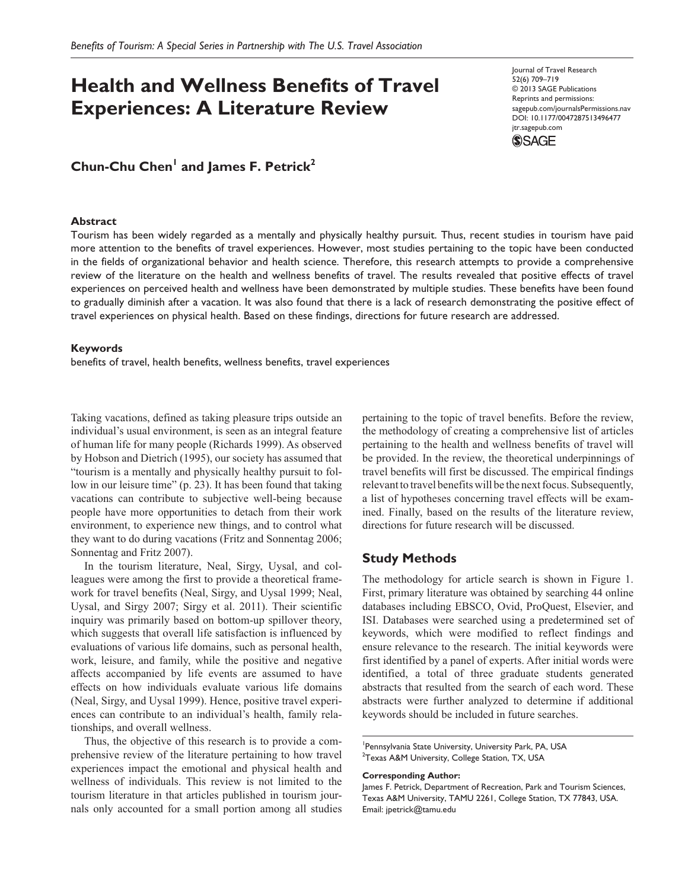# Health and Wellness Benefits of Travel Experiences: A Literature Review

**Chun-Chu Chen[1] and James F. Petrick[2]**

### Abstract

Tourism has been widely regarded as a mentally and physically healthy pursuit. Thus, recent studies in tourism have paid more attention to the benefits of travel experiences. However, most studies pertaining to the topic have been conducted in the fields of organizational behavior and health science. Therefore, this research attempts to provide a comprehensive review of the literature on the health and wellness benefits of travel. The results revealed that positive effects of travel experiences on perceived health and wellness have been demonstrated by multiple studies. These benefits have been found to gradually diminish after a vacation. It was also found that there is a lack of research demonstrating the positive effect of travel experiences on physical health. Based on these findings, directions for future research are addressed.

### Keywords

benefits of travel, health benefits, wellness benefits, travel experiences

Taking vacations, defined as taking pleasure trips outside an individual's usual environment, is seen as an integral feature of human life for many people (Richards 1999). As observed by Hobson and Dietrich (1995), our society has assumed that "tourism is a mentally and physically healthy pursuit to follow in our leisure time" (p. 23). It has been found that taking vacations can contribute to subjective well-being because people have more opportunities to detach from their work environment, to experience new things, and to control what they want to do during vacations (Fritz and Sonnentag 2006; Sonnentag and Fritz 2007).

In the tourism literature, Neal, Sirgy, Uysal, and colleagues were among the first to provide a theoretical framework for travel benefits (Neal, Sirgy, and Uysal 1999; Neal, Uysal, and Sirgy 2007; Sirgy et al. 2011). Their scientific inquiry was primarily based on bottom-up spillover theory, which suggests that overall life satisfaction is influenced by evaluations of various life domains, such as personal health, work, leisure, and family, while the positive and negative affects accompanied by life events are assumed to have effects on how individuals evaluate various life domains (Neal, Sirgy, and Uysal 1999). Hence, positive travel experiences can contribute to an individual's health, family relationships, and overall wellness.

Thus, the objective of this research is to provide a comprehensive review of the literature pertaining to how travel experiences impact the emotional and physical health and wellness of individuals. This review is not limited to the tourism literature in that articles published in tourism journals only accounted for a small portion among all studies pertaining to the topic of travel benefits. Before the review, the methodology of creating a comprehensive list of articles pertaining to the health and wellness benefits of travel will be provided. In the review, the theoretical underpinnings of travel benefits will first be discussed. The empirical findings relevant to travel benefits will be the next focus. Subsequently, a list of hypotheses concerning travel effects will be examined. Finally, based on the results of the literature review, directions for future research will be discussed.

## Study Methods

The methodology for article search is shown in Figure 1. First, primary literature was obtained by searching 44 online databases including EBSCO, Ovid, ProQuest, Elsevier, and ISI. Databases were searched using a predetermined set of keywords, which were modified to reflect findings and ensure relevance to the research. The initial keywords were first identified by a panel of experts. After initial words were identified, a total of three graduate students generated abstracts that resulted from the search of each word. These abstracts were further analyzed to determine if additional keywords should be included in future searches.

[1]Pennsylvania State University, University Park, PA, USA
[2]Texas A&M University, College Station, TX, USA

**Corresponding Author:**
James F. Petrick, Department of Recreation, Park and Tourism Sciences, Texas A&M University, TAMU 2261, College Station, TX 77843, USA.
Email: jpetrick@tamu.edu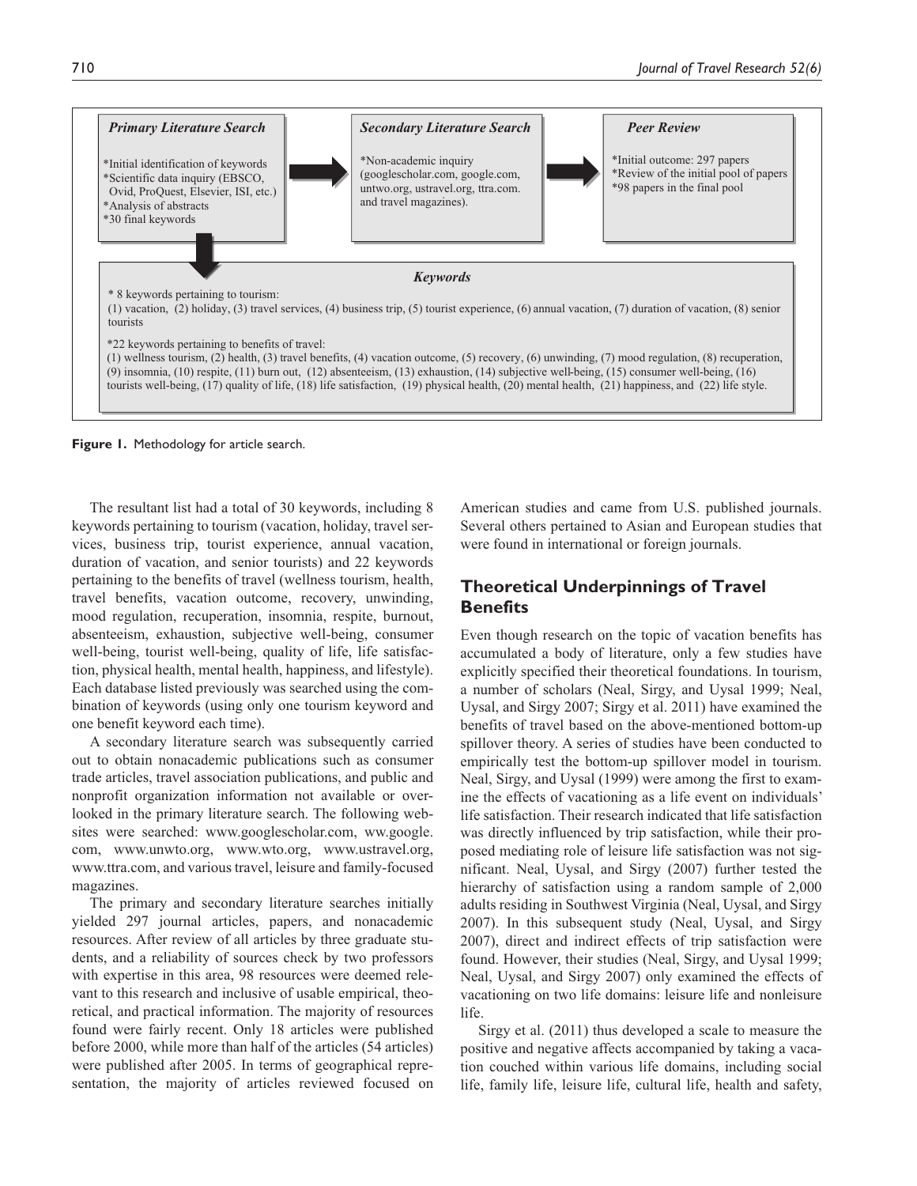**Primary Literature Search**

*Initial identification of keywords
*Scientific data inquiry (EBSCO, Ovid, ProQuest, Elsevier, ISI, etc.)
*Analysis of abstracts
*30 final keywords

**Secondary Literature Search**

*Non-academic inquiry (googlescholar.com, google.com, untwo.org, ustravel.org, ttra.com. and travel magazines).

**Peer Review**

*Initial outcome: 297 papers
*Review of the initial pool of papers
*98 papers in the final pool

**Keywords**

* 8 keywords pertaining to tourism:
(1) vacation, (2) holiday, (3) travel services, (4) business trip, (5) tourist experience, (6) annual vacation, (7) duration of vacation, (8) senior tourists

*22 keywords pertaining to benefits of travel:
(1) wellness tourism, (2) health, (3) travel benefits, (4) vacation outcome, (5) recovery, (6) unwinding, (7) mood regulation, (8) recuperation, (9) insomnia, (10) respite, (11) burn out, (12) absenteeism, (13) exhaustion, (14) subjective well-being, (15) consumer well-being, (16) tourists well-being, (17) quality of life, (18) life satisfaction, (19) physical health, (20) mental health, (21) happiness, and (22) life style.

**Figure 1.** Methodology for article search.

The resultant list had a total of 30 keywords, including 8 keywords pertaining to tourism (vacation, holiday, travel services, business trip, tourist experience, annual vacation, duration of vacation, and senior tourists) and 22 keywords pertaining to the benefits of travel (wellness tourism, health, travel benefits, vacation outcome, recovery, unwinding, mood regulation, recuperation, insomnia, respite, burnout, absenteeism, exhaustion, subjective well-being, consumer well-being, tourist well-being, quality of life, life satisfaction, physical health, mental health, happiness, and lifestyle). Each database listed previously was searched using the combination of keywords (using only one tourism keyword and one benefit keyword each time).

A secondary literature search was subsequently carried out to obtain nonacademic publications such as consumer trade articles, travel association publications, and public and nonprofit organization information not available or overlooked in the primary literature search. The following websites were searched: www.googlescholar.com, ww.google.com, www.unwto.org, www.wto.org, www.ustravel.org, www.ttra.com, and various travel, leisure and family-focused magazines.

The primary and secondary literature searches initially yielded 297 journal articles, papers, and nonacademic resources. After review of all articles by three graduate students, and a reliability of sources check by two professors with expertise in this area, 98 resources were deemed relevant to this research and inclusive of usable empirical, theoretical, and practical information. The majority of resources found were fairly recent. Only 18 articles were published before 2000, while more than half of the articles (54 articles) were published after 2005. In terms of geographical representation, the majority of articles reviewed focused on American studies and came from U.S. published journals. Several others pertained to Asian and European studies that were found in international or foreign journals.

## Theoretical Underpinnings of Travel Benefits

Even though research on the topic of vacation benefits has accumulated a body of literature, only a few studies have explicitly specified their theoretical foundations. In tourism, a number of scholars (Neal, Sirgy, and Uysal 1999; Neal, Uysal, and Sirgy 2007; Sirgy et al. 2011) have examined the benefits of travel based on the above-mentioned bottom-up spillover theory. A series of studies have been conducted to empirically test the bottom-up spillover model in tourism. Neal, Sirgy, and Uysal (1999) were among the first to examine the effects of vacationing as a life event on individuals' life satisfaction. Their research indicated that life satisfaction was directly influenced by trip satisfaction, while their proposed mediating role of leisure life satisfaction was not significant. Neal, Uysal, and Sirgy (2007) further tested the hierarchy of satisfaction using a random sample of 2,000 adults residing in Southwest Virginia (Neal, Uysal, and Sirgy 2007). In this subsequent study (Neal, Uysal, and Sirgy 2007), direct and indirect effects of trip satisfaction were found. However, their studies (Neal, Sirgy, and Uysal 1999; Neal, Uysal, and Sirgy 2007) only examined the effects of vacationing on two life domains: leisure life and nonleisure life.

Sirgy et al. (2011) thus developed a scale to measure the positive and negative affects accompanied by taking a vacation couched within various life domains, including social life, family life, leisure life, cultural life, health and safety,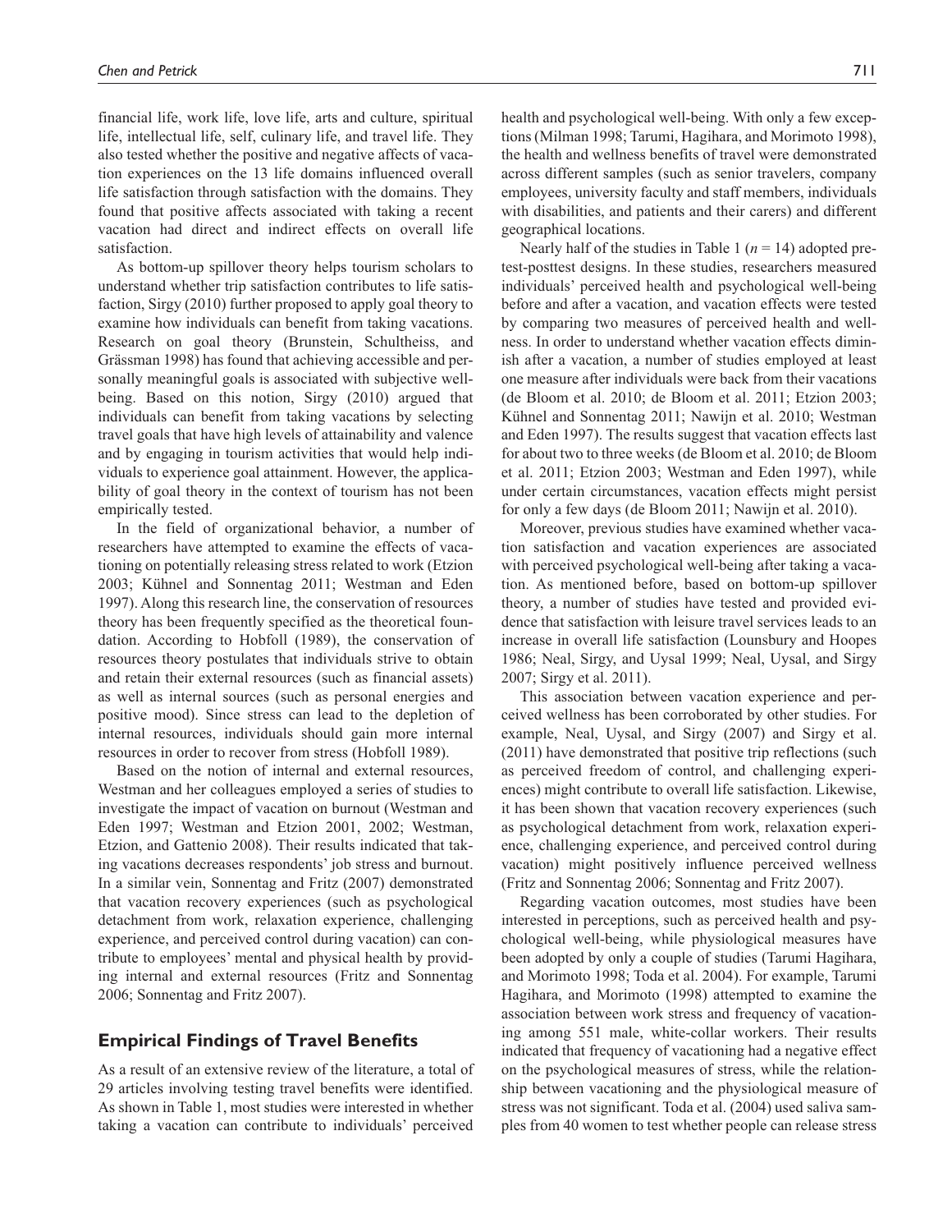financial life, work life, love life, arts and culture, spiritual life, intellectual life, self, culinary life, and travel life. They also tested whether the positive and negative affects of vacation experiences on the 13 life domains influenced overall life satisfaction through satisfaction with the domains. They found that positive affects associated with taking a recent vacation had direct and indirect effects on overall life satisfaction.

As bottom-up spillover theory helps tourism scholars to understand whether trip satisfaction contributes to life satisfaction, Sirgy (2010) further proposed to apply goal theory to examine how individuals can benefit from taking vacations. Research on goal theory (Brunstein, Schultheiss, and Grässman 1998) has found that achieving accessible and personally meaningful goals is associated with subjective well-being. Based on this notion, Sirgy (2010) argued that individuals can benefit from taking vacations by selecting travel goals that have high levels of attainability and valence and by engaging in tourism activities that would help individuals to experience goal attainment. However, the applicability of goal theory in the context of tourism has not been empirically tested.

In the field of organizational behavior, a number of researchers have attempted to examine the effects of vacationing on potentially releasing stress related to work (Etzion 2003; Kühnel and Sonnentag 2011; Westman and Eden 1997). Along this research line, the conservation of resources theory has been frequently specified as the theoretical foundation. According to Hobfoll (1989), the conservation of resources theory postulates that individuals strive to obtain and retain their external resources (such as financial assets) as well as internal sources (such as personal energies and positive mood). Since stress can lead to the depletion of internal resources, individuals should gain more internal resources in order to recover from stress (Hobfoll 1989).

Based on the notion of internal and external resources, Westman and her colleagues employed a series of studies to investigate the impact of vacation on burnout (Westman and Eden 1997; Westman and Etzion 2001, 2002; Westman, Etzion, and Gattenio 2008). Their results indicated that taking vacations decreases respondents' job stress and burnout. In a similar vein, Sonnentag and Fritz (2007) demonstrated that vacation recovery experiences (such as psychological detachment from work, relaxation experience, challenging experience, and perceived control during vacation) can contribute to employees' mental and physical health by providing internal and external resources (Fritz and Sonnentag 2006; Sonnentag and Fritz 2007).

## Empirical Findings of Travel Benefits

As a result of an extensive review of the literature, a total of 29 articles involving testing travel benefits were identified. As shown in Table 1, most studies were interested in whether taking a vacation can contribute to individuals' perceived health and psychological well-being. With only a few exceptions (Milman 1998; Tarumi, Hagihara, and Morimoto 1998), the health and wellness benefits of travel were demonstrated across different samples (such as senior travelers, company employees, university faculty and staff members, individuals with disabilities, and patients and their carers) and different geographical locations.

Nearly half of the studies in Table 1 ($n = 14$) adopted pretest-posttest designs. In these studies, researchers measured individuals' perceived health and psychological well-being before and after a vacation, and vacation effects were tested by comparing two measures of perceived health and wellness. In order to understand whether vacation effects diminish after a vacation, a number of studies employed at least one measure after individuals were back from their vacations (de Bloom et al. 2010; de Bloom et al. 2011; Etzion 2003; Kühnel and Sonnentag 2011; Nawijn et al. 2010; Westman and Eden 1997). The results suggest that vacation effects last for about two to three weeks (de Bloom et al. 2010; de Bloom et al. 2011; Etzion 2003; Westman and Eden 1997), while under certain circumstances, vacation effects might persist for only a few days (de Bloom 2011; Nawijn et al. 2010).

Moreover, previous studies have examined whether vacation satisfaction and vacation experiences are associated with perceived psychological well-being after taking a vacation. As mentioned before, based on bottom-up spillover theory, a number of studies have tested and provided evidence that satisfaction with leisure travel services leads to an increase in overall life satisfaction (Lounsbury and Hoopes 1986; Neal, Sirgy, and Uysal 1999; Neal, Uysal, and Sirgy 2007; Sirgy et al. 2011).

This association between vacation experience and perceived wellness has been corroborated by other studies. For example, Neal, Uysal, and Sirgy (2007) and Sirgy et al. (2011) have demonstrated that positive trip reflections (such as perceived freedom of control, and challenging experiences) might contribute to overall life satisfaction. Likewise, it has been shown that vacation recovery experiences (such as psychological detachment from work, relaxation experience, challenging experience, and perceived control during vacation) might positively influence perceived wellness (Fritz and Sonnentag 2006; Sonnentag and Fritz 2007).

Regarding vacation outcomes, most studies have been interested in perceptions, such as perceived health and psychological well-being, while physiological measures have been adopted by only a couple of studies (Tarumi Hagihara, and Morimoto 1998; Toda et al. 2004). For example, Tarumi Hagihara, and Morimoto (1998) attempted to examine the association between work stress and frequency of vacationing among 551 male, white-collar workers. Their results indicated that frequency of vacationing had a negative effect on the psychological measures of stress, while the relationship between vacationing and the physiological measure of stress was not significant. Toda et al. (2004) used saliva samples from 40 women to test whether people can release stress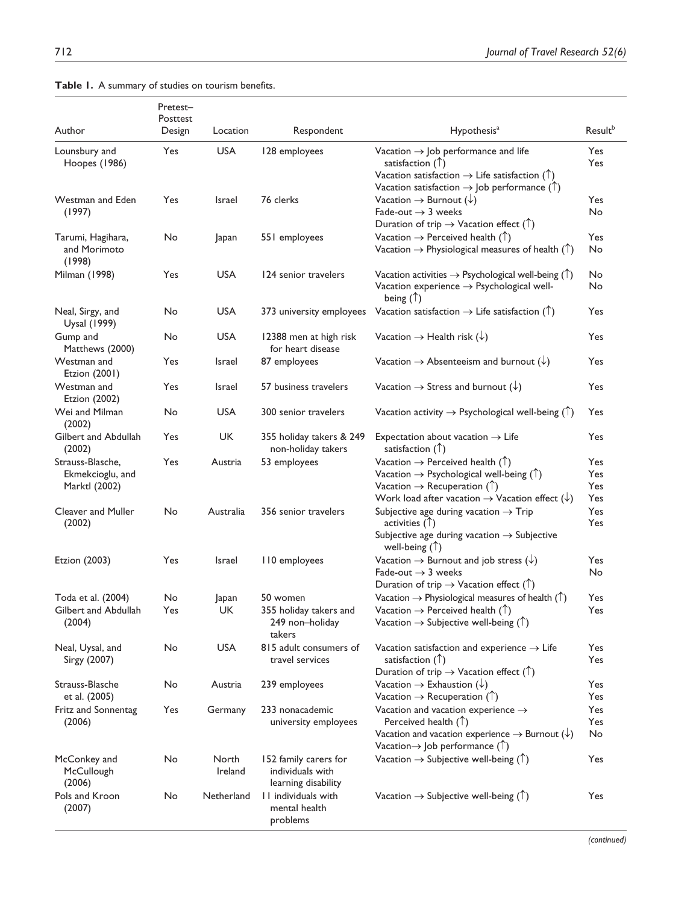**Table 1.** A summary of studies on tourism benefits.

| Author | Pretest–Posttest Design | Location | Respondent | Hypothesis[a] | Result[b] |
|---|---|---|---|---|---|
| Lounsbury and Hoopes (1986) | Yes | USA | 128 employees | Vacation → Job performance and life satisfaction (↑)<br>Vacation satisfaction → Life satisfaction (↑)<br>Vacation satisfaction → Job performance (↑) | Yes<br>Yes |
| Westman and Eden (1997) | Yes | Israel | 76 clerks | Vacation → Burnout (↓)<br>Fade-out → 3 weeks<br>Duration of trip → Vacation effect (↑) | Yes<br>No |
| Tarumi, Hagihara, and Morimoto (1998) | No | Japan | 551 employees | Vacation → Perceived health (↑)<br>Vacation → Physiological measures of health (↑) | Yes<br>No |
| Milman (1998) | Yes | USA | 124 senior travelers | Vacation activities → Psychological well-being (↑)<br>Vacation experience → Psychological well-being (↑) | No<br>No |
| Neal, Sirgy, and Uysal (1999) | No | USA | 373 university employees | Vacation satisfaction → Life satisfaction (↑) | Yes |
| Gump and Matthews (2000) | No | USA | 12388 men at high risk for heart disease | Vacation → Health risk (↓) | Yes |
| Westman and Etzion (2001) | Yes | Israel | 87 employees | Vacation → Absenteeism and burnout (↓) | Yes |
| Westman and Etzion (2002) | Yes | Israel | 57 business travelers | Vacation → Stress and burnout (↓) | Yes |
| Wei and Milman (2002) | No | USA | 300 senior travelers | Vacation activity → Psychological well-being (↑) | Yes |
| Gilbert and Abdullah (2002) | Yes | UK | 355 holiday takers & 249 non-holiday takers | Expectation about vacation → Life satisfaction (↑) | Yes |
| Strauss-Blasche, Ekmekcioglu, and Marktl (2002) | Yes | Austria | 53 employees | Vacation → Perceived health (↑)<br>Vacation → Psychological well-being (↑)<br>Vacation → Recuperation (↑)<br>Work load after vacation → Vacation effect (↓) | Yes<br>Yes<br>Yes<br>Yes |
| Cleaver and Muller (2002) | No | Australia | 356 senior travelers | Subjective age during vacation → Trip activities (↑)<br>Subjective age during vacation → Subjective well-being (↑) | Yes<br>Yes |
| Etzion (2003) | Yes | Israel | 110 employees | Vacation → Burnout and job stress (↓)<br>Fade-out → 3 weeks<br>Duration of trip → Vacation effect (↑) | Yes<br>No |
| Toda et al. (2004) | No | Japan | 50 women | Vacation → Physiological measures of health (↑) | Yes |
| Gilbert and Abdullah (2004) | Yes | UK | 355 holiday takers and 249 non–holiday takers | Vacation → Perceived health (↑)<br>Vacation → Subjective well-being (↑) | Yes |
| Neal, Uysal, and Sirgy (2007) | No | USA | 815 adult consumers of travel services | Vacation satisfaction and experience → Life satisfaction (↑)<br>Duration of trip → Vacation effect (↑) | Yes<br>Yes |
| Strauss-Blasche et al. (2005) | No | Austria | 239 employees | Vacation → Exhaustion (↓)<br>Vacation → Recuperation (↑) | Yes<br>Yes |
| Fritz and Sonnentag (2006) | Yes | Germany | 233 nonacademic university employees | Vacation and vacation experience → Perceived health (↑)<br>Vacation and vacation experience → Burnout (↓)<br>Vacation→ Job performance (↑) | Yes<br>Yes<br>No |
| McConkey and McCullough (2006) | No | North Ireland | 152 family carers for individuals with learning disability | Vacation → Subjective well-being (↑) | Yes |
| Pols and Kroon (2007) | No | Netherland | 11 individuals with mental health problems | Vacation → Subjective well-being (↑) | Yes |

*(continued)*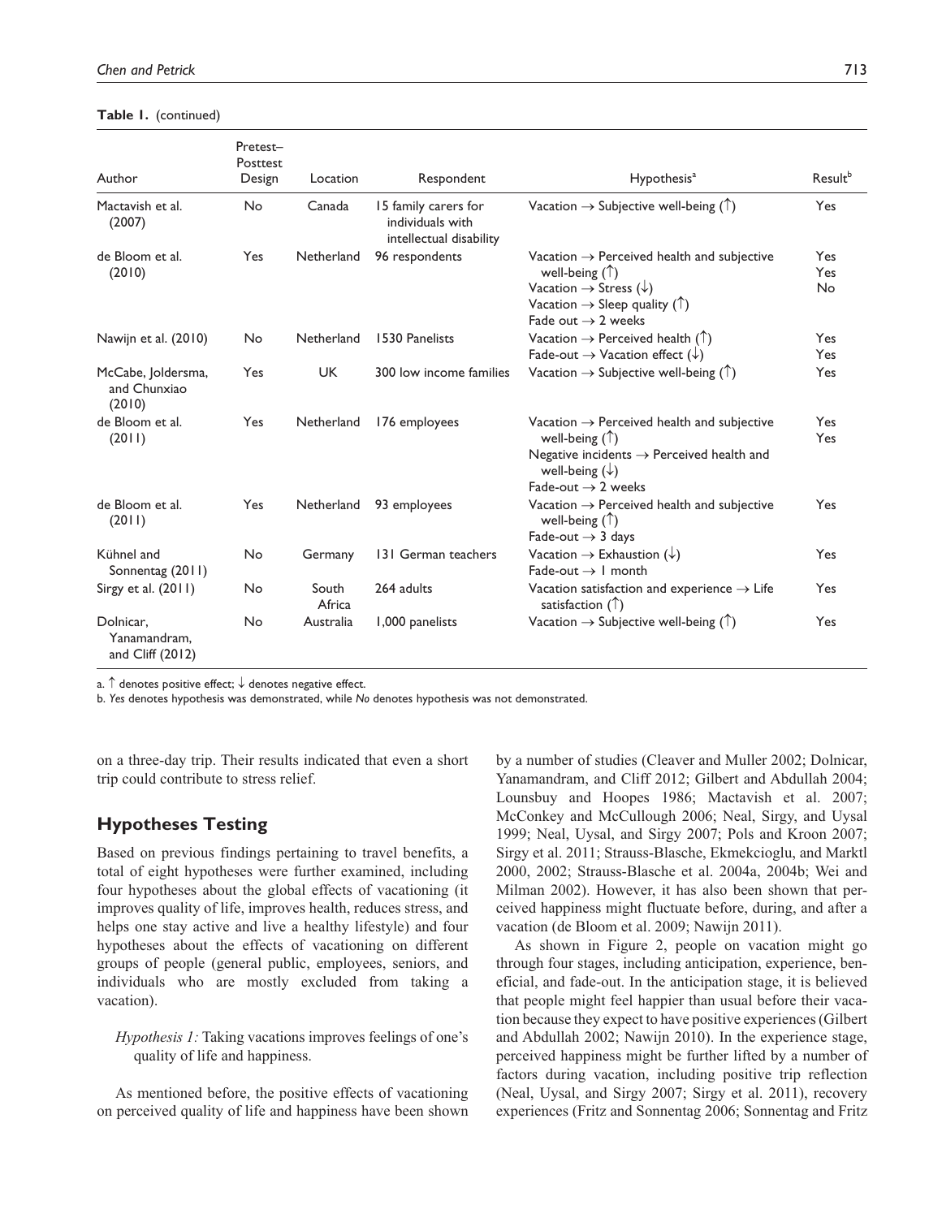**Table 1.** (continued)

| Author | Pretest–Posttest Design | Location | Respondent | Hypothesis[a] | Result[b] |
|---|---|---|---|---|---|
| Mactavish et al. (2007) | No | Canada | 15 family carers for individuals with intellectual disability | Vacation → Subjective well-being (↑) | Yes |
| de Bloom et al. (2010) | Yes | Netherland | 96 respondents | Vacation → Perceived health and subjective well-being (↑)<br>Vacation → Stress (↓)<br>Vacation → Sleep quality (↑)<br>Fade out → 2 weeks | Yes<br>Yes<br>No |
| Nawijn et al. (2010) | No | Netherland | 1530 Panelists | Vacation → Perceived health (↑)<br>Fade-out → Vacation effect (↓) | Yes<br>Yes |
| McCabe, Joldersma, and Chunxiao (2010) | Yes | UK | 300 low income families | Vacation → Subjective well-being (↑) | Yes |
| de Bloom et al. (2011) | Yes | Netherland | 176 employees | Vacation → Perceived health and subjective well-being (↑)<br>Negative incidents → Perceived health and well-being (↓)<br>Fade-out → 2 weeks | Yes<br>Yes |
| de Bloom et al. (2011) | Yes | Netherland | 93 employees | Vacation → Perceived health and subjective well-being (↑)<br>Fade-out → 3 days | Yes |
| Kühnel and Sonnentag (2011) | No | Germany | 131 German teachers | Vacation → Exhaustion (↓)<br>Fade-out → 1 month | Yes |
| Sirgy et al. (2011) | No | South Africa | 264 adults | Vacation satisfaction and experience → Life satisfaction (↑) | Yes |
| Dolnicar, Yanamandram, and Cliff (2012) | No | Australia | 1,000 panelists | Vacation → Subjective well-being (↑) | Yes |

a. ↑ denotes positive effect; ↓ denotes negative effect.
b. *Yes* denotes hypothesis was demonstrated, while *No* denotes hypothesis was not demonstrated.

on a three-day trip. Their results indicated that even a short trip could contribute to stress relief.

## Hypotheses Testing

Based on previous findings pertaining to travel benefits, a total of eight hypotheses were further examined, including four hypotheses about the global effects of vacationing (it improves quality of life, improves health, reduces stress, and helps one stay active and live a healthy lifestyle) and four hypotheses about the effects of vacationing on different groups of people (general public, employees, seniors, and individuals who are mostly excluded from taking a vacation).

> *Hypothesis 1:* Taking vacations improves feelings of one's quality of life and happiness.

As mentioned before, the positive effects of vacationing on perceived quality of life and happiness have been shown by a number of studies (Cleaver and Muller 2002; Dolnicar, Yanamandram, and Cliff 2012; Gilbert and Abdullah 2004; Lounsbuy and Hoopes 1986; Mactavish et al. 2007; McConkey and McCullough 2006; Neal, Sirgy, and Uysal 1999; Neal, Uysal, and Sirgy 2007; Pols and Kroon 2007; Sirgy et al. 2011; Strauss-Blasche, Ekmekcioglu, and Marktl 2000, 2002; Strauss-Blasche et al. 2004a, 2004b; Wei and Milman 2002). However, it has also been shown that perceived happiness might fluctuate before, during, and after a vacation (de Bloom et al. 2009; Nawijn 2011).

As shown in Figure 2, people on vacation might go through four stages, including anticipation, experience, beneficial, and fade-out. In the anticipation stage, it is believed that people might feel happier than usual before their vacation because they expect to have positive experiences (Gilbert and Abdullah 2002; Nawijn 2010). In the experience stage, perceived happiness might be further lifted by a number of factors during vacation, including positive trip reflection (Neal, Uysal, and Sirgy 2007; Sirgy et al. 2011), recovery experiences (Fritz and Sonnentag 2006; Sonnentag and Fritz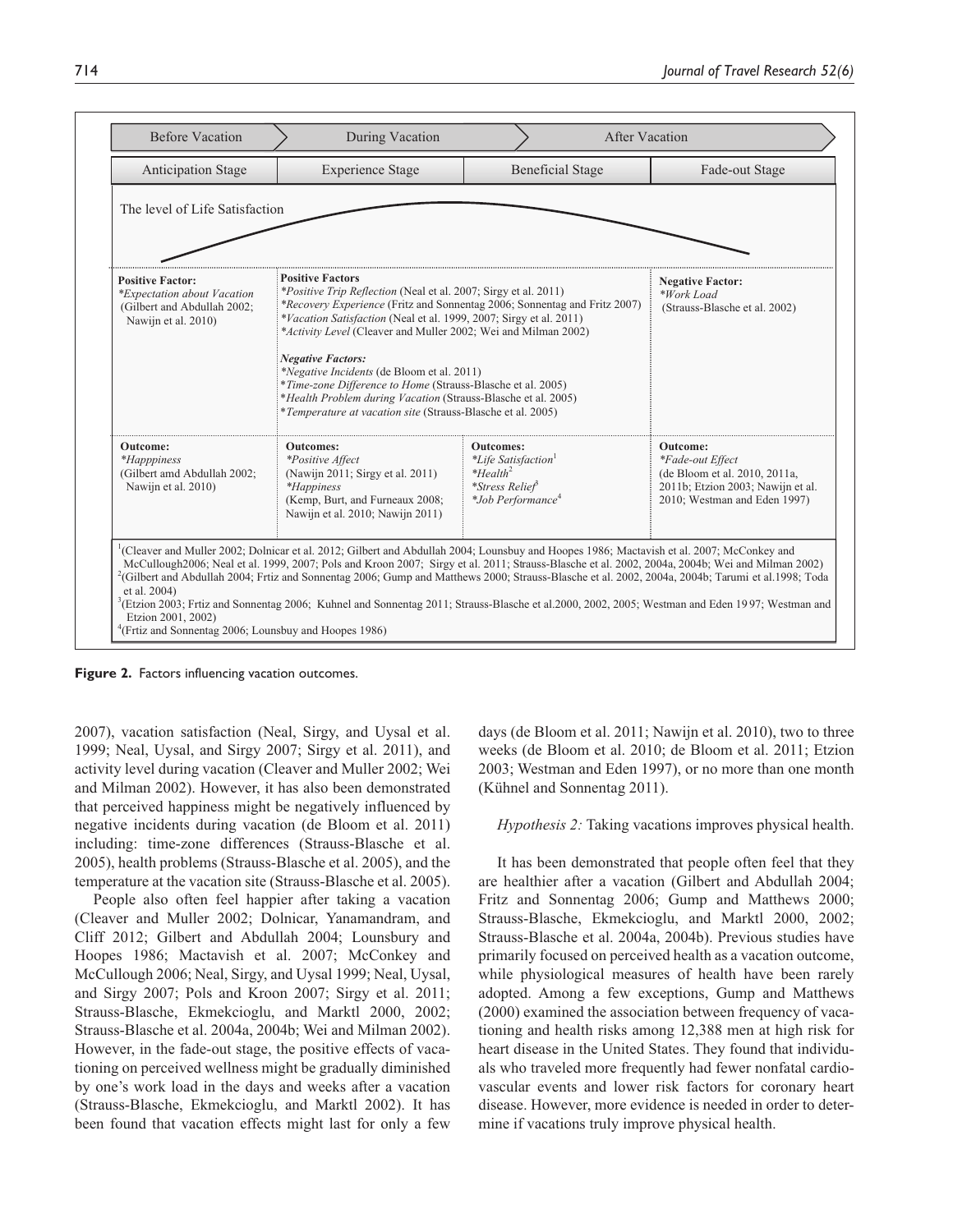| Before Vacation | During Vacation | | After Vacation |
|---|---|---|---|
| Anticipation Stage | Experience Stage | Beneficial Stage | Fade-out Stage |
| The level of Life Satisfaction | | | |
| **Positive Factor:** *Expectation about Vacation* (Gilbert and Abdullah 2002; Nawijn et al. 2010) | **Positive Factors** *Positive Trip Reflection* (Neal et al. 2007; Sirgy et al. 2011) *Recovery Experience* (Fritz and Sonnentag 2006; Sonnentag and Fritz 2007) *Vacation Satisfaction* (Neal et al. 1999, 2007; Sirgy et al. 2011) *Activity Level* (Cleaver and Muller 2002; Wei and Milman 2002) ***Negative Factors:*** *Negative Incidents* (de Bloom et al. 2011) *Time-zone Difference to Home* (Strauss-Blasche et al. 2005) *Health Problem during Vacation* (Strauss-Blasche et al. 2005) *Temperature at vacation site* (Strauss-Blasche et al. 2005) | | **Negative Factor:** *Work Load* (Strauss-Blasche et al. 2002) |
| **Outcome:** *Happpiness* (Gilbert amd Abdullah 2002; Nawijn et al. 2010) | **Outcomes:** *Positive Affect* (Nawijn 2011; Sirgy et al. 2011) *Happiness* (Kemp, Burt, and Furneaux 2008; Nawijn et al. 2010; Nawijn 2011) | **Outcomes:** *Life Satisfaction*[1] *Health*[2] *Stress Relief*[3] *Job Performance*[4] | **Outcome:** *Fade-out Effect* (de Bloom et al. 2010, 2011a, 2011b; Etzion 2003; Nawijn et al. 2010; Westman and Eden 1997) |

[1](Cleaver and Muller 2002; Dolnicar et al. 2012; Gilbert and Abdullah 2004; Lounsbury and Hoopes 1986; Mactavish et al. 2007; McConkey and McCullough2006; Neal et al. 1999, 2007; Pols and Kroon 2007; Sirgy et al. 2011; Strauss-Blasche et al. 2002, 2004a, 2004b; Wei and Milman 2002)
[2](Gilbert and Abdullah 2004; Frtiz and Sonnentag 2006; Gump and Matthews 2000; Strauss-Blasche et al. 2002, 2004a, 2004b; Tarumi et al.1998; Toda et al. 2004)
[3](Etzion 2003; Frtiz and Sonnentag 2006; Kuhnel and Sonnentag 2011; Strauss-Blasche et al.2000, 2002, 2005; Westman and Eden 19 97; Westman and Etzion 2001, 2002)
[4](Frtiz and Sonnentag 2006; Lounsbury and Hoopes 1986)

**Figure 2.** Factors influencing vacation outcomes.

2007), vacation satisfaction (Neal, Sirgy, and Uysal et al. 1999; Neal, Uysal, and Sirgy 2007; Sirgy et al. 2011), and activity level during vacation (Cleaver and Muller 2002; Wei and Milman 2002). However, it has also been demonstrated that perceived happiness might be negatively influenced by negative incidents during vacation (de Bloom et al. 2011) including: time-zone differences (Strauss-Blasche et al. 2005), health problems (Strauss-Blasche et al. 2005), and the temperature at the vacation site (Strauss-Blasche et al. 2005).

People also often feel happier after taking a vacation (Cleaver and Muller 2002; Dolnicar, Yanamandram, and Cliff 2012; Gilbert and Abdullah 2004; Lounsbury and Hoopes 1986; Mactavish et al. 2007; McConkey and McCullough 2006; Neal, Sirgy, and Uysal 1999; Neal, Uysal, and Sirgy 2007; Pols and Kroon 2007; Sirgy et al. 2011; Strauss-Blasche, Ekmekcioglu, and Marktl 2000, 2002; Strauss-Blasche et al. 2004a, 2004b; Wei and Milman 2002). However, in the fade-out stage, the positive effects of vacationing on perceived wellness might be gradually diminished by one's work load in the days and weeks after a vacation (Strauss-Blasche, Ekmekcioglu, and Marktl 2002). It has been found that vacation effects might last for only a few days (de Bloom et al. 2011; Nawijn et al. 2010), two to three weeks (de Bloom et al. 2010; de Bloom et al. 2011; Etzion 2003; Westman and Eden 1997), or no more than one month (Kühnel and Sonnentag 2011).

*Hypothesis 2:* Taking vacations improves physical health.

It has been demonstrated that people often feel that they are healthier after a vacation (Gilbert and Abdullah 2004; Fritz and Sonnentag 2006; Gump and Matthews 2000; Strauss-Blasche, Ekmekcioglu, and Marktl 2000, 2002; Strauss-Blasche et al. 2004a, 2004b). Previous studies have primarily focused on perceived health as a vacation outcome, while physiological measures of health have been rarely adopted. Among a few exceptions, Gump and Matthews (2000) examined the association between frequency of vacationing and health risks among 12,388 men at high risk for heart disease in the United States. They found that individuals who traveled more frequently had fewer nonfatal cardiovascular events and lower risk factors for coronary heart disease. However, more evidence is needed in order to determine if vacations truly improve physical health.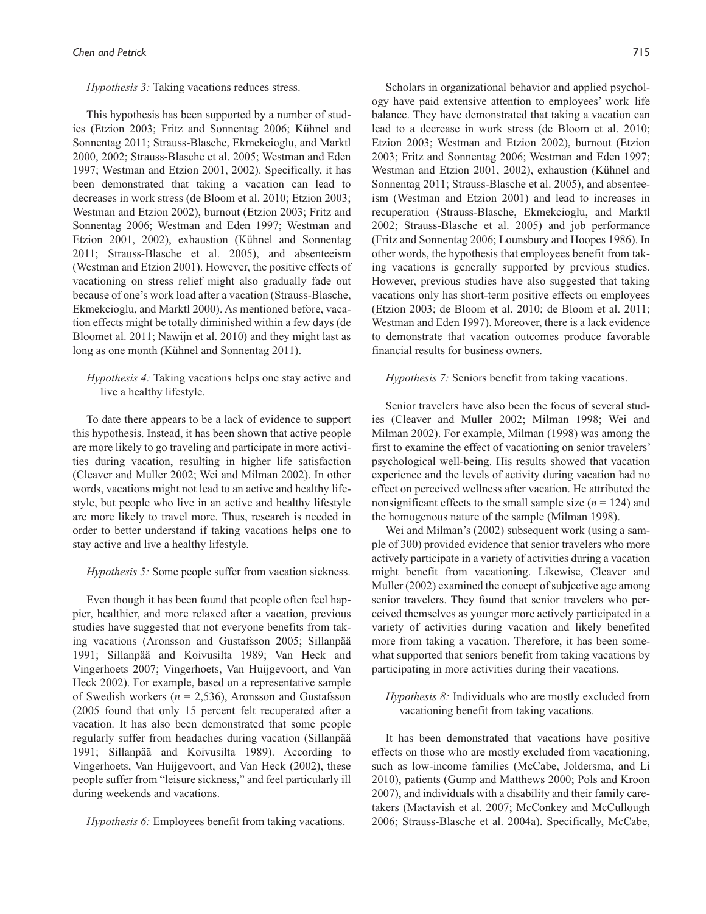*Hypothesis 3:* Taking vacations reduces stress.

This hypothesis has been supported by a number of studies (Etzion 2003; Fritz and Sonnentag 2006; Kühnel and Sonnentag 2011; Strauss-Blasche, Ekmekcioglu, and Marktl 2000, 2002; Strauss-Blasche et al. 2005; Westman and Eden 1997; Westman and Etzion 2001, 2002). Specifically, it has been demonstrated that taking a vacation can lead to decreases in work stress (de Bloom et al. 2010; Etzion 2003; Westman and Etzion 2002), burnout (Etzion 2003; Fritz and Sonnentag 2006; Westman and Eden 1997; Westman and Etzion 2001, 2002), exhaustion (Kühnel and Sonnentag 2011; Strauss-Blasche et al. 2005), and absenteeism (Westman and Etzion 2001). However, the positive effects of vacationing on stress relief might also gradually fade out because of one's work load after a vacation (Strauss-Blasche, Ekmekcioglu, and Marktl 2000). As mentioned before, vacation effects might be totally diminished within a few days (de Bloomet al. 2011; Nawijn et al. 2010) and they might last as long as one month (Kühnel and Sonnentag 2011).

*Hypothesis 4:* Taking vacations helps one stay active and live a healthy lifestyle.

To date there appears to be a lack of evidence to support this hypothesis. Instead, it has been shown that active people are more likely to go traveling and participate in more activities during vacation, resulting in higher life satisfaction (Cleaver and Muller 2002; Wei and Milman 2002). In other words, vacations might not lead to an active and healthy lifestyle, but people who live in an active and healthy lifestyle are more likely to travel more. Thus, research is needed in order to better understand if taking vacations helps one to stay active and live a healthy lifestyle.

*Hypothesis 5:* Some people suffer from vacation sickness.

Even though it has been found that people often feel happier, healthier, and more relaxed after a vacation, previous studies have suggested that not everyone benefits from taking vacations (Aronsson and Gustafsson 2005; Sillanpää 1991; Sillanpää and Koivusilta 1989; Van Heck and Vingerhoets 2007; Vingerhoets, Van Huijgevoort, and Van Heck 2002). For example, based on a representative sample of Swedish workers ($n$ = 2,536), Aronsson and Gustafsson (2005 found that only 15 percent felt recuperated after a vacation. It has also been demonstrated that some people regularly suffer from headaches during vacation (Sillanpää 1991; Sillanpää and Koivusilta 1989). According to Vingerhoets, Van Huijgevoort, and Van Heck (2002), these people suffer from "leisure sickness," and feel particularly ill during weekends and vacations.

*Hypothesis 6:* Employees benefit from taking vacations.

Scholars in organizational behavior and applied psychology have paid extensive attention to employees' work–life balance. They have demonstrated that taking a vacation can lead to a decrease in work stress (de Bloom et al. 2010; Etzion 2003; Westman and Etzion 2002), burnout (Etzion 2003; Fritz and Sonnentag 2006; Westman and Eden 1997; Westman and Etzion 2001, 2002), exhaustion (Kühnel and Sonnentag 2011; Strauss-Blasche et al. 2005), and absenteeism (Westman and Etzion 2001) and lead to increases in recuperation (Strauss-Blasche, Ekmekcioglu, and Marktl 2002; Strauss-Blasche et al. 2005) and job performance (Fritz and Sonnentag 2006; Lounsbury and Hoopes 1986). In other words, the hypothesis that employees benefit from taking vacations is generally supported by previous studies. However, previous studies have also suggested that taking vacations only has short-term positive effects on employees (Etzion 2003; de Bloom et al. 2010; de Bloom et al. 2011; Westman and Eden 1997). Moreover, there is a lack evidence to demonstrate that vacation outcomes produce favorable financial results for business owners.

*Hypothesis 7:* Seniors benefit from taking vacations.

Senior travelers have also been the focus of several studies (Cleaver and Muller 2002; Milman 1998; Wei and Milman 2002). For example, Milman (1998) was among the first to examine the effect of vacationing on senior travelers' psychological well-being. His results showed that vacation experience and the levels of activity during vacation had no effect on perceived wellness after vacation. He attributed the nonsignificant effects to the small sample size ($n$ = 124) and the homogenous nature of the sample (Milman 1998).

Wei and Milman's (2002) subsequent work (using a sample of 300) provided evidence that senior travelers who more actively participate in a variety of activities during a vacation might benefit from vacationing. Likewise, Cleaver and Muller (2002) examined the concept of subjective age among senior travelers. They found that senior travelers who perceived themselves as younger more actively participated in a variety of activities during vacation and likely benefited more from taking a vacation. Therefore, it has been somewhat supported that seniors benefit from taking vacations by participating in more activities during their vacations.

*Hypothesis 8:* Individuals who are mostly excluded from vacationing benefit from taking vacations.

It has been demonstrated that vacations have positive effects on those who are mostly excluded from vacationing, such as low-income families (McCabe, Joldersma, and Li 2010), patients (Gump and Matthews 2000; Pols and Kroon 2007), and individuals with a disability and their family caretakers (Mactavish et al. 2007; McConkey and McCullough 2006; Strauss-Blasche et al. 2004a). Specifically, McCabe,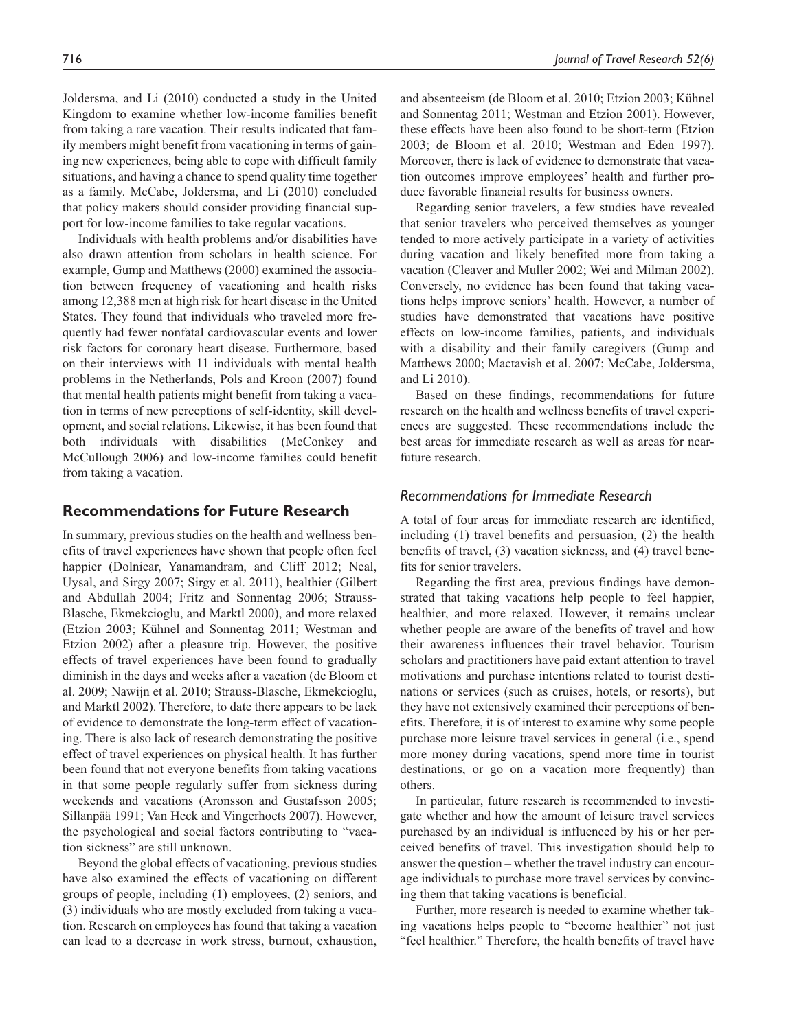Joldersma, and Li (2010) conducted a study in the United Kingdom to examine whether low-income families benefit from taking a rare vacation. Their results indicated that family members might benefit from vacationing in terms of gaining new experiences, being able to cope with difficult family situations, and having a chance to spend quality time together as a family. McCabe, Joldersma, and Li (2010) concluded that policy makers should consider providing financial support for low-income families to take regular vacations.

Individuals with health problems and/or disabilities have also drawn attention from scholars in health science. For example, Gump and Matthews (2000) examined the association between frequency of vacationing and health risks among 12,388 men at high risk for heart disease in the United States. They found that individuals who traveled more frequently had fewer nonfatal cardiovascular events and lower risk factors for coronary heart disease. Furthermore, based on their interviews with 11 individuals with mental health problems in the Netherlands, Pols and Kroon (2007) found that mental health patients might benefit from taking a vacation in terms of new perceptions of self-identity, skill development, and social relations. Likewise, it has been found that both individuals with disabilities (McConkey and McCullough 2006) and low-income families could benefit from taking a vacation.

## Recommendations for Future Research

In summary, previous studies on the health and wellness benefits of travel experiences have shown that people often feel happier (Dolnicar, Yanamandram, and Cliff 2012; Neal, Uysal, and Sirgy 2007; Sirgy et al. 2011), healthier (Gilbert and Abdullah 2004; Fritz and Sonnentag 2006; Strauss-Blasche, Ekmekcioglu, and Marktl 2000), and more relaxed (Etzion 2003; Kühnel and Sonnentag 2011; Westman and Etzion 2002) after a pleasure trip. However, the positive effects of travel experiences have been found to gradually diminish in the days and weeks after a vacation (de Bloom et al. 2009; Nawijn et al. 2010; Strauss-Blasche, Ekmekcioglu, and Marktl 2002). Therefore, to date there appears to be lack of evidence to demonstrate the long-term effect of vacationing. There is also lack of research demonstrating the positive effect of travel experiences on physical health. It has further been found that not everyone benefits from taking vacations in that some people regularly suffer from sickness during weekends and vacations (Aronsson and Gustafsson 2005; Sillanpää 1991; Van Heck and Vingerhoets 2007). However, the psychological and social factors contributing to "vacation sickness" are still unknown.

Beyond the global effects of vacationing, previous studies have also examined the effects of vacationing on different groups of people, including (1) employees, (2) seniors, and (3) individuals who are mostly excluded from taking a vacation. Research on employees has found that taking a vacation can lead to a decrease in work stress, burnout, exhaustion, and absenteeism (de Bloom et al. 2010; Etzion 2003; Kühnel and Sonnentag 2011; Westman and Etzion 2001). However, these effects have been also found to be short-term (Etzion 2003; de Bloom et al. 2010; Westman and Eden 1997). Moreover, there is lack of evidence to demonstrate that vacation outcomes improve employees' health and further produce favorable financial results for business owners.

Regarding senior travelers, a few studies have revealed that senior travelers who perceived themselves as younger tended to more actively participate in a variety of activities during vacation and likely benefited more from taking a vacation (Cleaver and Muller 2002; Wei and Milman 2002). Conversely, no evidence has been found that taking vacations helps improve seniors' health. However, a number of studies have demonstrated that vacations have positive effects on low-income families, patients, and individuals with a disability and their family caregivers (Gump and Matthews 2000; Mactavish et al. 2007; McCabe, Joldersma, and Li 2010).

Based on these findings, recommendations for future research on the health and wellness benefits of travel experiences are suggested. These recommendations include the best areas for immediate research as well as areas for near-future research.

### *Recommendations for Immediate Research*

A total of four areas for immediate research are identified, including (1) travel benefits and persuasion, (2) the health benefits of travel, (3) vacation sickness, and (4) travel benefits for senior travelers.

Regarding the first area, previous findings have demonstrated that taking vacations help people to feel happier, healthier, and more relaxed. However, it remains unclear whether people are aware of the benefits of travel and how their awareness influences their travel behavior. Tourism scholars and practitioners have paid extant attention to travel motivations and purchase intentions related to tourist destinations or services (such as cruises, hotels, or resorts), but they have not extensively examined their perceptions of benefits. Therefore, it is of interest to examine why some people purchase more leisure travel services in general (i.e., spend more money during vacations, spend more time in tourist destinations, or go on a vacation more frequently) than others.

In particular, future research is recommended to investigate whether and how the amount of leisure travel services purchased by an individual is influenced by his or her perceived benefits of travel. This investigation should help to answer the question – whether the travel industry can encourage individuals to purchase more travel services by convincing them that taking vacations is beneficial.

Further, more research is needed to examine whether taking vacations helps people to "become healthier" not just "feel healthier." Therefore, the health benefits of travel have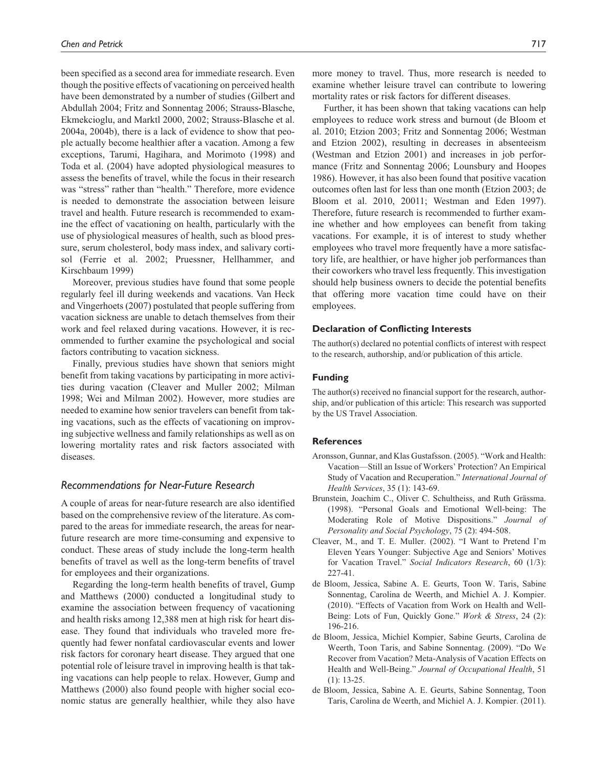been specified as a second area for immediate research. Even though the positive effects of vacationing on perceived health have been demonstrated by a number of studies (Gilbert and Abdullah 2004; Fritz and Sonnentag 2006; Strauss-Blasche, Ekmekcioglu, and Marktl 2000, 2002; Strauss-Blasche et al. 2004a, 2004b), there is a lack of evidence to show that people actually become healthier after a vacation. Among a few exceptions, Tarumi, Hagihara, and Morimoto (1998) and Toda et al. (2004) have adopted physiological measures to assess the benefits of travel, while the focus in their research was "stress" rather than "health." Therefore, more evidence is needed to demonstrate the association between leisure travel and health. Future research is recommended to examine the effect of vacationing on health, particularly with the use of physiological measures of health, such as blood pressure, serum cholesterol, body mass index, and salivary cortisol (Ferrie et al. 2002; Pruessner, Hellhammer, and Kirschbaum 1999)

Moreover, previous studies have found that some people regularly feel ill during weekends and vacations. Van Heck and Vingerhoets (2007) postulated that people suffering from vacation sickness are unable to detach themselves from their work and feel relaxed during vacations. However, it is recommended to further examine the psychological and social factors contributing to vacation sickness.

Finally, previous studies have shown that seniors might benefit from taking vacations by participating in more activities during vacation (Cleaver and Muller 2002; Milman 1998; Wei and Milman 2002). However, more studies are needed to examine how senior travelers can benefit from taking vacations, such as the effects of vacationing on improving subjective wellness and family relationships as well as on lowering mortality rates and risk factors associated with diseases.

## *Recommendations for Near-Future Research*

A couple of areas for near-future research are also identified based on the comprehensive review of the literature. As compared to the areas for immediate research, the areas for near-future research are more time-consuming and expensive to conduct. These areas of study include the long-term health benefits of travel as well as the long-term benefits of travel for employees and their organizations.

Regarding the long-term health benefits of travel, Gump and Matthews (2000) conducted a longitudinal study to examine the association between frequency of vacationing and health risks among 12,388 men at high risk for heart disease. They found that individuals who traveled more frequently had fewer nonfatal cardiovascular events and lower risk factors for coronary heart disease. They argued that one potential role of leisure travel in improving health is that taking vacations can help people to relax. However, Gump and Matthews (2000) also found people with higher social economic status are generally healthier, while they also have more money to travel. Thus, more research is needed to examine whether leisure travel can contribute to lowering mortality rates or risk factors for different diseases.

Further, it has been shown that taking vacations can help employees to reduce work stress and burnout (de Bloom et al. 2010; Etzion 2003; Fritz and Sonnentag 2006; Westman and Etzion 2002), resulting in decreases in absenteeism (Westman and Etzion 2001) and increases in job performance (Fritz and Sonnentag 2006; Lounsbury and Hoopes 1986). However, it has also been found that positive vacation outcomes often last for less than one month (Etzion 2003; de Bloom et al. 2010, 20011; Westman and Eden 1997). Therefore, future research is recommended to further examine whether and how employees can benefit from taking vacations. For example, it is of interest to study whether employees who travel more frequently have a more satisfactory life, are healthier, or have higher job performances than their coworkers who travel less frequently. This investigation should help business owners to decide the potential benefits that offering more vacation time could have on their employees.

### Declaration of Conflicting Interests

The author(s) declared no potential conflicts of interest with respect to the research, authorship, and/or publication of this article.

### Funding

The author(s) received no financial support for the research, authorship, and/or publication of this article: This research was supported by the US Travel Association.

### References

Aronsson, Gunnar, and Klas Gustafsson. (2005). "Work and Health: Vacation—Still an Issue of Workers' Protection? An Empirical Study of Vacation and Recuperation." *International Journal of Health Services*, 35 (1): 143-69.

Brunstein, Joachim C., Oliver C. Schultheiss, and Ruth Grässma. (1998). "Personal Goals and Emotional Well-being: The Moderating Role of Motive Dispositions." *Journal of Personality and Social Psychology*, 75 (2): 494-508.

Cleaver, M., and T. E. Muller. (2002). "I Want to Pretend I'm Eleven Years Younger: Subjective Age and Seniors' Motives for Vacation Travel." *Social Indicators Research*, 60 (1/3): 227-41.

de Bloom, Jessica, Sabine A. E. Geurts, Toon W. Taris, Sabine Sonnentag, Carolina de Weerth, and Michiel A. J. Kompier. (2010). "Effects of Vacation from Work on Health and Well-Being: Lots of Fun, Quickly Gone." *Work & Stress*, 24 (2): 196-216.

de Bloom, Jessica, Michiel Kompier, Sabine Geurts, Carolina de Weerth, Toon Taris, and Sabine Sonnentag. (2009). "Do We Recover from Vacation? Meta-Analysis of Vacation Effects on Health and Well-Being." *Journal of Occupational Health*, 51 (1): 13-25.

de Bloom, Jessica, Sabine A. E. Geurts, Sabine Sonnentag, Toon Taris, Carolina de Weerth, and Michiel A. J. Kompier. (2011).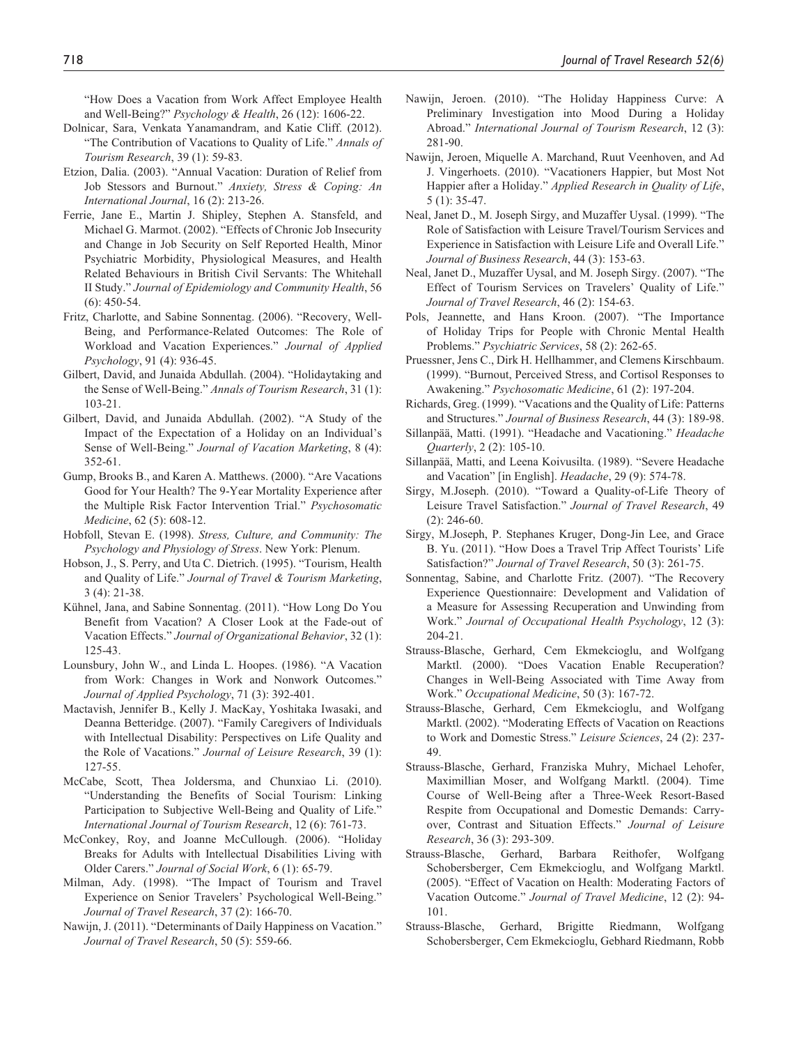"How Does a Vacation from Work Affect Employee Health and Well-Being?" *Psychology & Health*, 26 (12): 1606-22.

Dolnicar, Sara, Venkata Yanamandram, and Katie Cliff. (2012). "The Contribution of Vacations to Quality of Life." *Annals of Tourism Research*, 39 (1): 59-83.

Etzion, Dalia. (2003). "Annual Vacation: Duration of Relief from Job Stessors and Burnout." *Anxiety, Stress & Coping: An International Journal*, 16 (2): 213-26.

Ferrie, Jane E., Martin J. Shipley, Stephen A. Stansfeld, and Michael G. Marmot. (2002). "Effects of Chronic Job Insecurity and Change in Job Security on Self Reported Health, Minor Psychiatric Morbidity, Physiological Measures, and Health Related Behaviours in British Civil Servants: The Whitehall II Study." *Journal of Epidemiology and Community Health*, 56 (6): 450-54.

Fritz, Charlotte, and Sabine Sonnentag. (2006). "Recovery, Well-Being, and Performance-Related Outcomes: The Role of Workload and Vacation Experiences." *Journal of Applied Psychology*, 91 (4): 936-45.

Gilbert, David, and Junaida Abdullah. (2004). "Holidaytaking and the Sense of Well-Being." *Annals of Tourism Research*, 31 (1): 103-21.

Gilbert, David, and Junaida Abdullah. (2002). "A Study of the Impact of the Expectation of a Holiday on an Individual's Sense of Well-Being." *Journal of Vacation Marketing*, 8 (4): 352-61.

Gump, Brooks B., and Karen A. Matthews. (2000). "Are Vacations Good for Your Health? The 9-Year Mortality Experience after the Multiple Risk Factor Intervention Trial." *Psychosomatic Medicine*, 62 (5): 608-12.

Hobfoll, Stevan E. (1998). *Stress, Culture, and Community: The Psychology and Physiology of Stress*. New York: Plenum.

Hobson, J., S. Perry, and Uta C. Dietrich. (1995). "Tourism, Health and Quality of Life." *Journal of Travel & Tourism Marketing*, 3 (4): 21-38.

Kühnel, Jana, and Sabine Sonnentag. (2011). "How Long Do You Benefit from Vacation? A Closer Look at the Fade-out of Vacation Effects." *Journal of Organizational Behavior*, 32 (1): 125-43.

Lounsbury, John W., and Linda L. Hoopes. (1986). "A Vacation from Work: Changes in Work and Nonwork Outcomes." *Journal of Applied Psychology*, 71 (3): 392-401.

Mactavish, Jennifer B., Kelly J. MacKay, Yoshitaka Iwasaki, and Deanna Betteridge. (2007). "Family Caregivers of Individuals with Intellectual Disability: Perspectives on Life Quality and the Role of Vacations." *Journal of Leisure Research*, 39 (1): 127-55.

McCabe, Scott, Thea Joldersma, and Chunxiao Li. (2010). "Understanding the Benefits of Social Tourism: Linking Participation to Subjective Well-Being and Quality of Life." *International Journal of Tourism Research*, 12 (6): 761-73.

McConkey, Roy, and Joanne McCullough. (2006). "Holiday Breaks for Adults with Intellectual Disabilities Living with Older Carers." *Journal of Social Work*, 6 (1): 65-79.

Milman, Ady. (1998). "The Impact of Tourism and Travel Experience on Senior Travelers' Psychological Well-Being." *Journal of Travel Research*, 37 (2): 166-70.

Nawijn, J. (2011). "Determinants of Daily Happiness on Vacation." *Journal of Travel Research*, 50 (5): 559-66.

Nawijn, Jeroen. (2010). "The Holiday Happiness Curve: A Preliminary Investigation into Mood During a Holiday Abroad." *International Journal of Tourism Research*, 12 (3): 281-90.

Nawijn, Jeroen, Miquelle A. Marchand, Ruut Veenhoven, and Ad J. Vingerhoets. (2010). "Vacationers Happier, but Most Not Happier after a Holiday." *Applied Research in Quality of Life*, 5 (1): 35-47.

Neal, Janet D., M. Joseph Sirgy, and Muzaffer Uysal. (1999). "The Role of Satisfaction with Leisure Travel/Tourism Services and Experience in Satisfaction with Leisure Life and Overall Life." *Journal of Business Research*, 44 (3): 153-63.

Neal, Janet D., Muzaffer Uysal, and M. Joseph Sirgy. (2007). "The Effect of Tourism Services on Travelers' Quality of Life." *Journal of Travel Research*, 46 (2): 154-63.

Pols, Jeannette, and Hans Kroon. (2007). "The Importance of Holiday Trips for People with Chronic Mental Health Problems." *Psychiatric Services*, 58 (2): 262-65.

Pruessner, Jens C., Dirk H. Hellhammer, and Clemens Kirschbaum. (1999). "Burnout, Perceived Stress, and Cortisol Responses to Awakening." *Psychosomatic Medicine*, 61 (2): 197-204.

Richards, Greg. (1999). "Vacations and the Quality of Life: Patterns and Structures." *Journal of Business Research*, 44 (3): 189-98.

Sillanpää, Matti. (1991). "Headache and Vacationing." *Headache Quarterly*, 2 (2): 105-10.

Sillanpää, Matti, and Leena Koivusilta. (1989). "Severe Headache and Vacation" [in English]. *Headache*, 29 (9): 574-78.

Sirgy, M.Joseph. (2010). "Toward a Quality-of-Life Theory of Leisure Travel Satisfaction." *Journal of Travel Research*, 49 (2): 246-60.

Sirgy, M.Joseph, P. Stephanes Kruger, Dong-Jin Lee, and Grace B. Yu. (2011). "How Does a Travel Trip Affect Tourists' Life Satisfaction?" *Journal of Travel Research*, 50 (3): 261-75.

Sonnentag, Sabine, and Charlotte Fritz. (2007). "The Recovery Experience Questionnaire: Development and Validation of a Measure for Assessing Recuperation and Unwinding from Work." *Journal of Occupational Health Psychology*, 12 (3): 204-21.

Strauss-Blasche, Gerhard, Cem Ekmekcioglu, and Wolfgang Marktl. (2000). "Does Vacation Enable Recuperation? Changes in Well-Being Associated with Time Away from Work." *Occupational Medicine*, 50 (3): 167-72.

Strauss-Blasche, Gerhard, Cem Ekmekcioglu, and Wolfgang Marktl. (2002). "Moderating Effects of Vacation on Reactions to Work and Domestic Stress." *Leisure Sciences*, 24 (2): 237-49.

Strauss-Blasche, Gerhard, Franziska Muhry, Michael Lehofer, Maximillian Moser, and Wolfgang Marktl. (2004). Time Course of Well-Being after a Three-Week Resort-Based Respite from Occupational and Domestic Demands: Carry-over, Contrast and Situation Effects." *Journal of Leisure Research*, 36 (3): 293-309.

Strauss-Blasche, Gerhard, Barbara Reithofer, Wolfgang Schobersberger, Cem Ekmekcioglu, and Wolfgang Marktl. (2005). "Effect of Vacation on Health: Moderating Factors of Vacation Outcome." *Journal of Travel Medicine*, 12 (2): 94-101.

Strauss-Blasche, Gerhard, Brigitte Riedmann, Wolfgang Schobersberger, Cem Ekmekcioglu, Gebhard Riedmann, Robb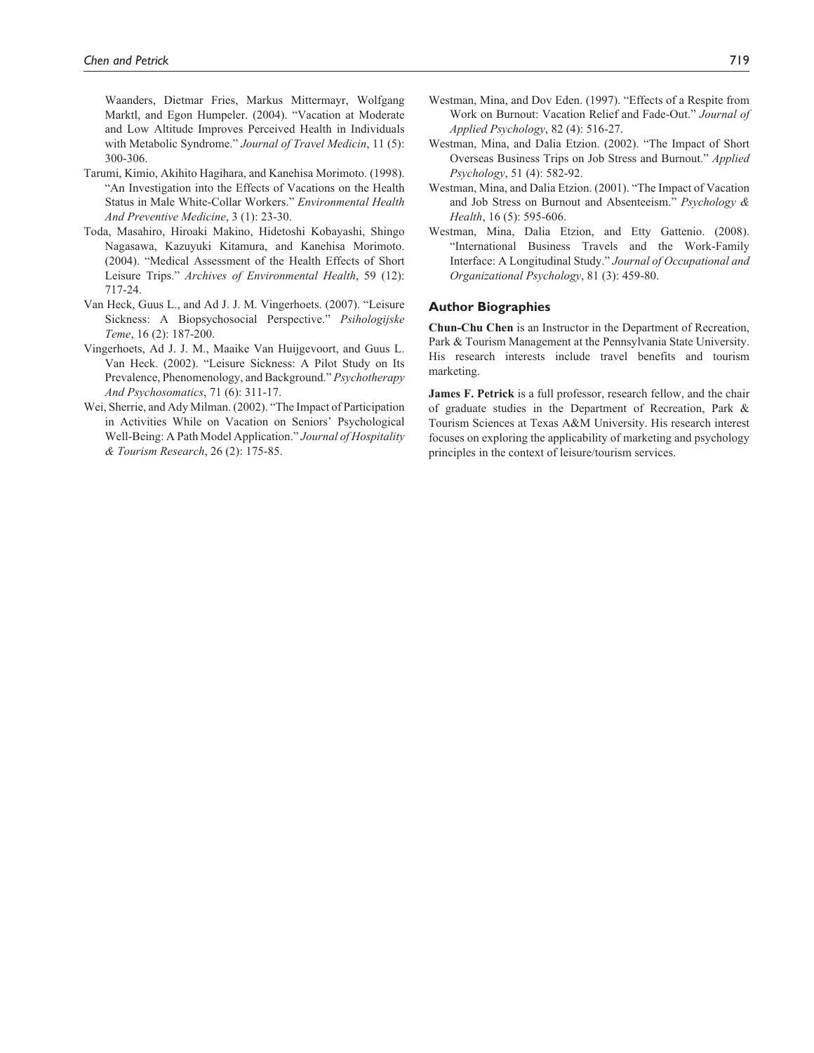Waanders, Dietmar Fries, Markus Mittermayr, Wolfgang Marktl, and Egon Humpeler. (2004). "Vacation at Moderate and Low Altitude Improves Perceived Health in Individuals with Metabolic Syndrome." *Journal of Travel Medicin*, 11 (5): 300-306.

Tarumi, Kimio, Akihito Hagihara, and Kanehisa Morimoto. (1998). "An Investigation into the Effects of Vacations on the Health Status in Male White-Collar Workers." *Environmental Health And Preventive Medicine*, 3 (1): 23-30.

Toda, Masahiro, Hiroaki Makino, Hidetoshi Kobayashi, Shingo Nagasawa, Kazuyuki Kitamura, and Kanehisa Morimoto. (2004). "Medical Assessment of the Health Effects of Short Leisure Trips." *Archives of Environmental Health*, 59 (12): 717-24.

Van Heck, Guus L., and Ad J. J. M. Vingerhoets. (2007). "Leisure Sickness: A Biopsychosocial Perspective." *Psihologijske Teme*, 16 (2): 187-200.

Vingerhoets, Ad J. J. M., Maaike Van Huijgevoort, and Guus L. Van Heck. (2002). "Leisure Sickness: A Pilot Study on Its Prevalence, Phenomenology, and Background." *Psychotherapy And Psychosomatics*, 71 (6): 311-17.

Wei, Sherrie, and Ady Milman. (2002). "The Impact of Participation in Activities While on Vacation on Seniors' Psychological Well-Being: A Path Model Application." *Journal of Hospitality & Tourism Research*, 26 (2): 175-85.

Westman, Mina, and Dov Eden. (1997). "Effects of a Respite from Work on Burnout: Vacation Relief and Fade-Out." *Journal of Applied Psychology*, 82 (4): 516-27.

Westman, Mina, and Dalia Etzion. (2002). "The Impact of Short Overseas Business Trips on Job Stress and Burnout." *Applied Psychology*, 51 (4): 582-92.

Westman, Mina, and Dalia Etzion. (2001). "The Impact of Vacation and Job Stress on Burnout and Absenteeism." *Psychology & Health*, 16 (5): 595-606.

Westman, Mina, Dalia Etzion, and Etty Gattenio. (2008). "International Business Travels and the Work-Family Interface: A Longitudinal Study." *Journal of Occupational and Organizational Psychology*, 81 (3): 459-80.

## Author Biographies

**Chun-Chu Chen** is an Instructor in the Department of Recreation, Park & Tourism Management at the Pennsylvania State University. His research interests include travel benefits and tourism marketing.

**James F. Petrick** is a full professor, research fellow, and the chair of graduate studies in the Department of Recreation, Park & Tourism Sciences at Texas A&M University. His research interest focuses on exploring the applicability of marketing and psychology principles in the context of leisure/tourism services.